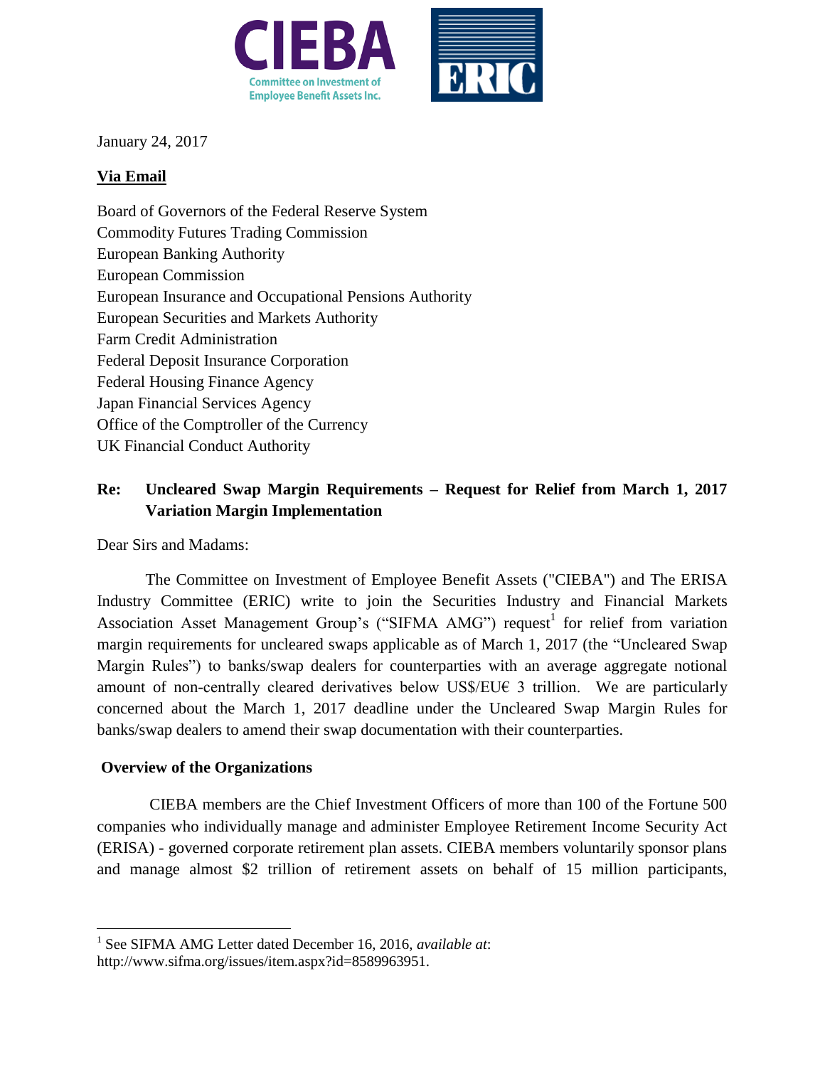CIEBA Committee on Investment of Employee Benefit Assets Inc.

ERIC

January 24, 2017

**Via Email**

Board of Governors of the Federal Reserve System
Commodity Futures Trading Commission
European Banking Authority
European Commission
European Insurance and Occupational Pensions Authority
European Securities and Markets Authority
Farm Credit Administration
Federal Deposit Insurance Corporation
Federal Housing Finance Agency
Japan Financial Services Agency
Office of the Comptroller of the Currency
UK Financial Conduct Authority

**Re: Uncleared Swap Margin Requirements – Request for Relief from March 1, 2017 Variation Margin Implementation**

Dear Sirs and Madams:

The Committee on Investment of Employee Benefit Assets ("CIEBA") and The ERISA Industry Committee (ERIC) write to join the Securities Industry and Financial Markets Association Asset Management Group's ("SIFMA AMG") request[1] for relief from variation margin requirements for uncleared swaps applicable as of March 1, 2017 (the "Uncleared Swap Margin Rules") to banks/swap dealers for counterparties with an average aggregate notional amount of non-centrally cleared derivatives below US$/EU€ 3 trillion. We are particularly concerned about the March 1, 2017 deadline under the Uncleared Swap Margin Rules for banks/swap dealers to amend their swap documentation with their counterparties.

**Overview of the Organizations**

CIEBA members are the Chief Investment Officers of more than 100 of the Fortune 500 companies who individually manage and administer Employee Retirement Income Security Act (ERISA) - governed corporate retirement plan assets. CIEBA members voluntarily sponsor plans and manage almost $2 trillion of retirement assets on behalf of 15 million participants,

[1] See SIFMA AMG Letter dated December 16, 2016, *available at*: http://www.sifma.org/issues/item.aspx?id=8589963951.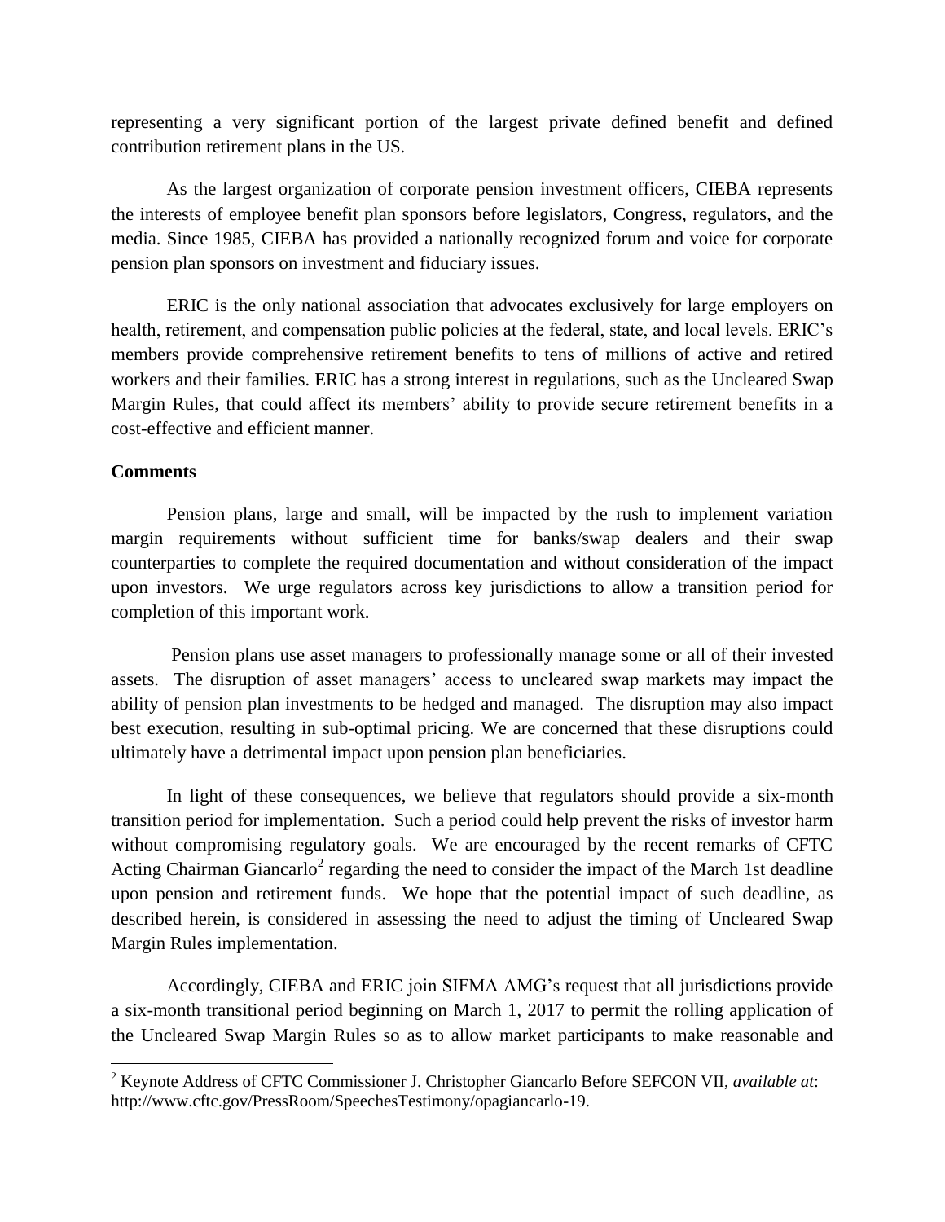representing a very significant portion of the largest private defined benefit and defined contribution retirement plans in the US.

As the largest organization of corporate pension investment officers, CIEBA represents the interests of employee benefit plan sponsors before legislators, Congress, regulators, and the media. Since 1985, CIEBA has provided a nationally recognized forum and voice for corporate pension plan sponsors on investment and fiduciary issues.

ERIC is the only national association that advocates exclusively for large employers on health, retirement, and compensation public policies at the federal, state, and local levels. ERIC's members provide comprehensive retirement benefits to tens of millions of active and retired workers and their families. ERIC has a strong interest in regulations, such as the Uncleared Swap Margin Rules, that could affect its members' ability to provide secure retirement benefits in a cost-effective and efficient manner.

**Comments**

Pension plans, large and small, will be impacted by the rush to implement variation margin requirements without sufficient time for banks/swap dealers and their swap counterparties to complete the required documentation and without consideration of the impact upon investors. We urge regulators across key jurisdictions to allow a transition period for completion of this important work.

Pension plans use asset managers to professionally manage some or all of their invested assets. The disruption of asset managers' access to uncleared swap markets may impact the ability of pension plan investments to be hedged and managed. The disruption may also impact best execution, resulting in sub-optimal pricing. We are concerned that these disruptions could ultimately have a detrimental impact upon pension plan beneficiaries.

In light of these consequences, we believe that regulators should provide a six-month transition period for implementation. Such a period could help prevent the risks of investor harm without compromising regulatory goals. We are encouraged by the recent remarks of CFTC Acting Chairman Giancarlo[2] regarding the need to consider the impact of the March 1st deadline upon pension and retirement funds. We hope that the potential impact of such deadline, as described herein, is considered in assessing the need to adjust the timing of Uncleared Swap Margin Rules implementation.

Accordingly, CIEBA and ERIC join SIFMA AMG's request that all jurisdictions provide a six-month transitional period beginning on March 1, 2017 to permit the rolling application of the Uncleared Swap Margin Rules so as to allow market participants to make reasonable and

---

[2] Keynote Address of CFTC Commissioner J. Christopher Giancarlo Before SEFCON VII, *available at*: http://www.cftc.gov/PressRoom/SpeechesTestimony/opagiancarlo-19.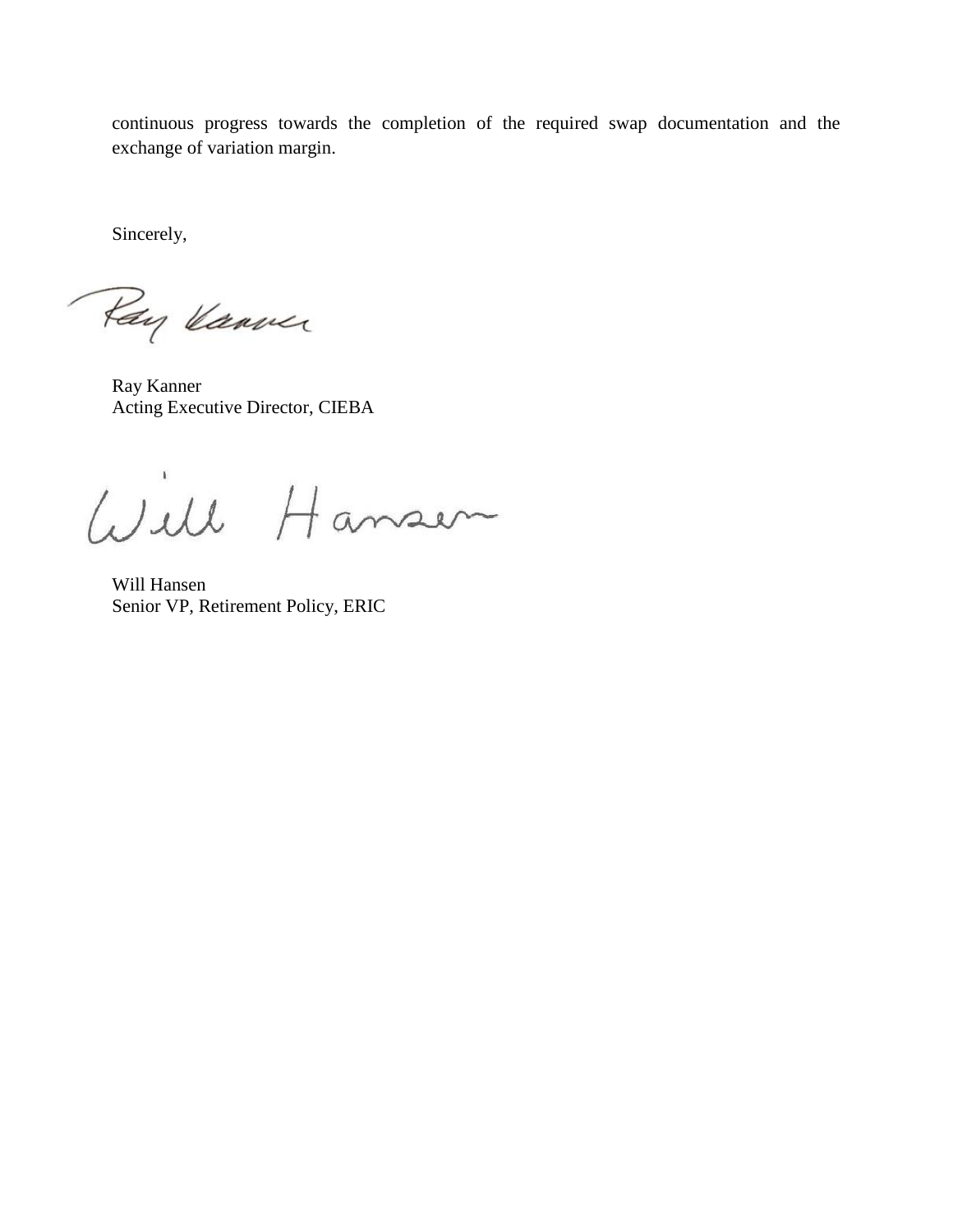continuous progress towards the completion of the required swap documentation and the exchange of variation margin.

Sincerely,

Ray Kanner
Acting Executive Director, CIEBA

Will Hansen
Senior VP, Retirement Policy, ERIC